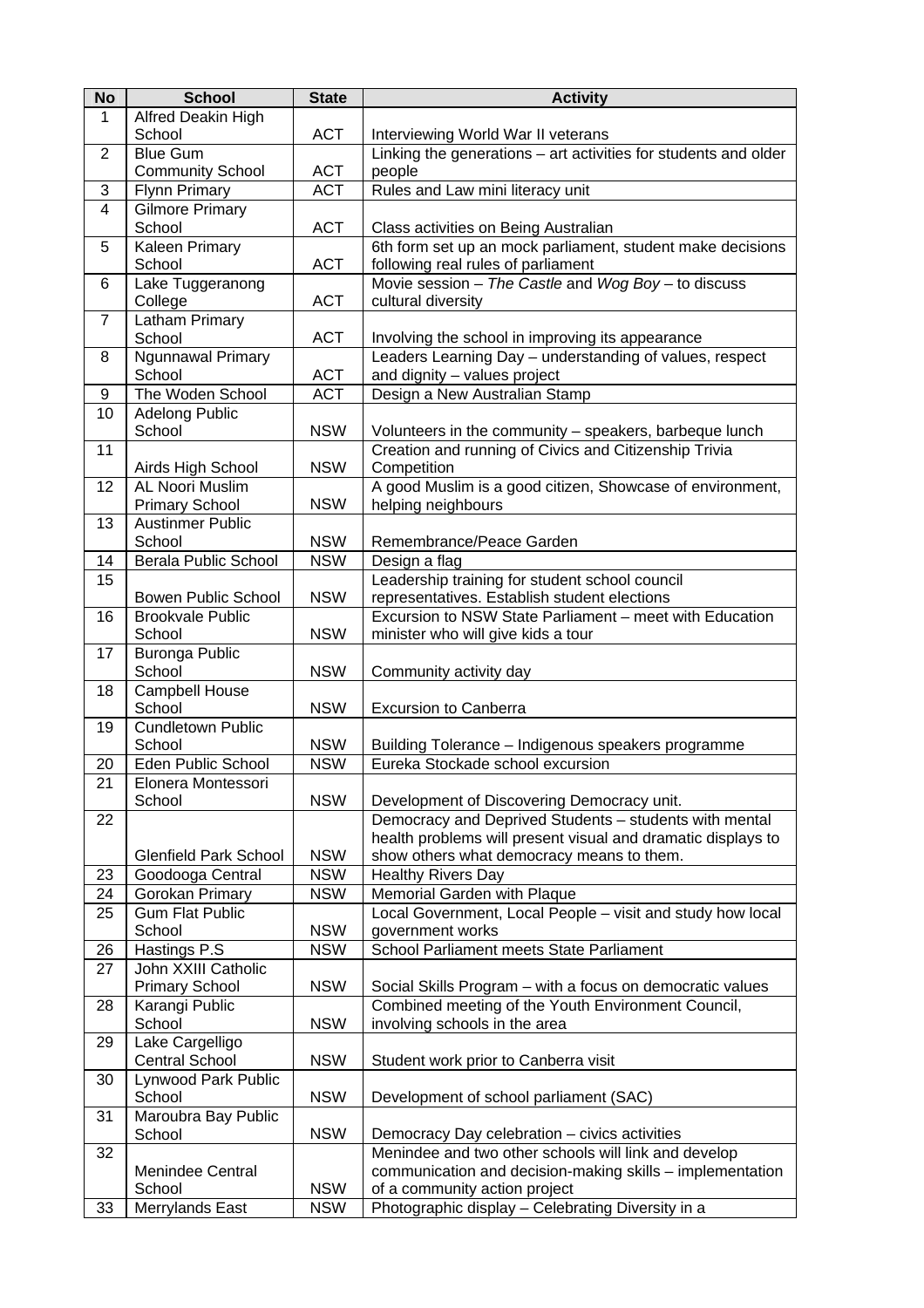| No | School | State | Activity |
|---|---|---|---|
| 1 | Alfred Deakin High School | ACT | Interviewing World War II veterans |
| 2 | Blue Gum Community School | ACT | Linking the generations – art activities for students and older people |
| 3 | Flynn Primary | ACT | Rules and Law mini literacy unit |
| 4 | Gilmore Primary School | ACT | Class activities on Being Australian |
| 5 | Kaleen Primary School | ACT | 6th form set up an mock parliament, student make decisions following real rules of parliament |
| 6 | Lake Tuggeranong College | ACT | Movie session – *The Castle* and *Wog Boy* – to discuss cultural diversity |
| 7 | Latham Primary School | ACT | Involving the school in improving its appearance |
| 8 | Ngunnawal Primary School | ACT | Leaders Learning Day – understanding of values, respect and dignity – values project |
| 9 | The Woden School | ACT | Design a New Australian Stamp |
| 10 | Adelong Public School | NSW | Volunteers in the community – speakers, barbeque lunch |
| 11 | Airds High School | NSW | Creation and running of Civics and Citizenship Trivia Competition |
| 12 | AL Noori Muslim Primary School | NSW | A good Muslim is a good citizen, Showcase of environment, helping neighbours |
| 13 | Austinmer Public School | NSW | Remembrance/Peace Garden |
| 14 | Berala Public School | NSW | Design a flag |
| 15 | Bowen Public School | NSW | Leadership training for student school council representatives. Establish student elections |
| 16 | Brookvale Public School | NSW | Excursion to NSW State Parliament – meet with Education minister who will give kids a tour |
| 17 | Buronga Public School | NSW | Community activity day |
| 18 | Campbell House School | NSW | Excursion to Canberra |
| 19 | Cundletown Public School | NSW | Building Tolerance – Indigenous speakers programme |
| 20 | Eden Public School | NSW | Eureka Stockade school excursion |
| 21 | Elonera Montessori School | NSW | Development of Discovering Democracy unit. |
| 22 | Glenfield Park School | NSW | Democracy and Deprived Students – students with mental health problems will present visual and dramatic displays to show others what democracy means to them. |
| 23 | Goodooga Central | NSW | Healthy Rivers Day |
| 24 | Gorokan Primary | NSW | Memorial Garden with Plaque |
| 25 | Gum Flat Public School | NSW | Local Government, Local People – visit and study how local government works |
| 26 | Hastings P.S | NSW | School Parliament meets State Parliament |
| 27 | John XXIII Catholic Primary School | NSW | Social Skills Program – with a focus on democratic values |
| 28 | Karangi Public School | NSW | Combined meeting of the Youth Environment Council, involving schools in the area |
| 29 | Lake Cargelligo Central School | NSW | Student work prior to Canberra visit |
| 30 | Lynwood Park Public School | NSW | Development of school parliament (SAC) |
| 31 | Maroubra Bay Public School | NSW | Democracy Day celebration – civics activities |
| 32 | Menindee Central School | NSW | Menindee and two other schools will link and develop communication and decision-making skills – implementation of a community action project |
| 33 | Merrylands East | NSW | Photographic display – Celebrating Diversity in a |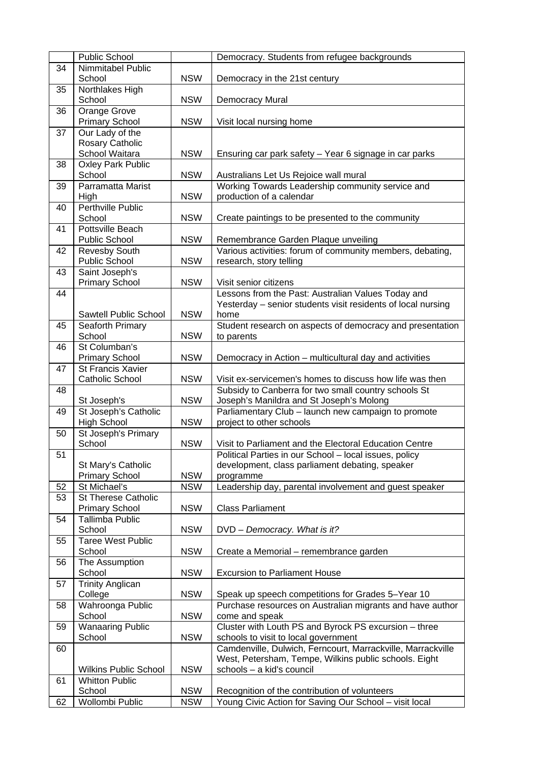| | Public School | | Democracy. Students from refugee backgrounds |
|---|---|---|---|
| 34 | Nimmitabel Public School | NSW | Democracy in the 21st century |
| 35 | Northlakes High School | NSW | Democracy Mural |
| 36 | Orange Grove Primary School | NSW | Visit local nursing home |
| 37 | Our Lady of the Rosary Catholic School Waitara | NSW | Ensuring car park safety – Year 6 signage in car parks |
| 38 | Oxley Park Public School | NSW | Australians Let Us Rejoice wall mural |
| 39 | Parramatta Marist High | NSW | Working Towards Leadership community service and production of a calendar |
| 40 | Perthville Public School | NSW | Create paintings to be presented to the community |
| 41 | Pottsville Beach Public School | NSW | Remembrance Garden Plaque unveiling |
| 42 | Revesby South Public School | NSW | Various activities: forum of community members, debating, research, story telling |
| 43 | Saint Joseph's Primary School | NSW | Visit senior citizens |
| 44 | Sawtell Public School | NSW | Lessons from the Past: Australian Values Today and Yesterday – senior students visit residents of local nursing home |
| 45 | Seaforth Primary School | NSW | Student research on aspects of democracy and presentation to parents |
| 46 | St Columban's Primary School | NSW | Democracy in Action – multicultural day and activities |
| 47 | St Francis Xavier Catholic School | NSW | Visit ex-servicemen's homes to discuss how life was then |
| 48 | St Joseph's | NSW | Subsidy to Canberra for two small country schools St Joseph's Manildra and St Joseph's Molong |
| 49 | St Joseph's Catholic High School | NSW | Parliamentary Club – launch new campaign to promote project to other schools |
| 50 | St Joseph's Primary School | NSW | Visit to Parliament and the Electoral Education Centre |
| 51 | St Mary's Catholic Primary School | NSW | Political Parties in our School – local issues, policy development, class parliament debating, speaker programme |
| 52 | St Michael's | NSW | Leadership day, parental involvement and guest speaker |
| 53 | St Therese Catholic Primary School | NSW | Class Parliament |
| 54 | Tallimba Public School | NSW | DVD – *Democracy. What is it?* |
| 55 | Taree West Public School | NSW | Create a Memorial – remembrance garden |
| 56 | The Assumption School | NSW | Excursion to Parliament House |
| 57 | Trinity Anglican College | NSW | Speak up speech competitions for Grades 5–Year 10 |
| 58 | Wahroonga Public School | NSW | Purchase resources on Australian migrants and have author come and speak |
| 59 | Wanaaring Public School | NSW | Cluster with Louth PS and Byrock PS excursion – three schools to visit to local government |
| 60 | Wilkins Public School | NSW | Camdenville, Dulwich, Ferncourt, Marrackville, Marrackville West, Petersham, Tempe, Wilkins public schools. Eight schools – a kid's council |
| 61 | Whitton Public School | NSW | Recognition of the contribution of volunteers |
| 62 | Wollombi Public | NSW | Young Civic Action for Saving Our School – visit local |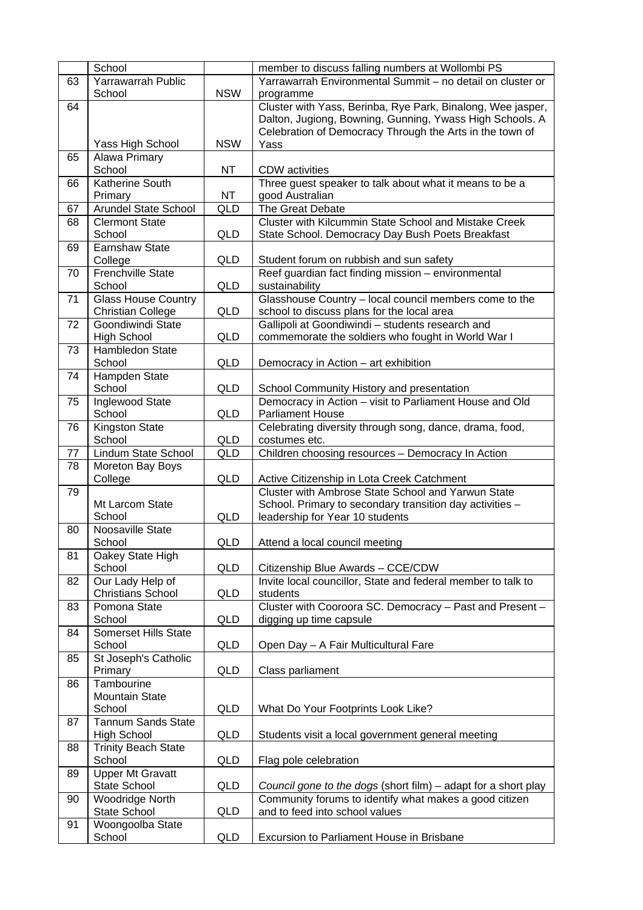|  | School |  | member to discuss falling numbers at Wollombi PS |
|---|---|---|---|
| 63 | Yarrawarrah Public School | NSW | Yarrawarrah Environmental Summit – no detail on cluster or programme |
| 64 | Yass High School | NSW | Cluster with Yass, Berinba, Rye Park, Binalong, Wee jasper, Dalton, Jugiong, Bowning, Gunning, Ywass High Schools. A Celebration of Democracy Through the Arts in the town of Yass |
| 65 | Alawa Primary School | NT | CDW activities |
| 66 | Katherine South Primary | NT | Three guest speaker to talk about what it means to be a good Australian |
| 67 | Arundel State School | QLD | The Great Debate |
| 68 | Clermont State School | QLD | Cluster with Kilcummin State School and Mistake Creek State School. Democracy Day Bush Poets Breakfast |
| 69 | Earnshaw State College | QLD | Student forum on rubbish and sun safety |
| 70 | Frenchville State School | QLD | Reef guardian fact finding mission – environmental sustainability |
| 71 | Glass House Country Christian College | QLD | Glasshouse Country – local council members come to the school to discuss plans for the local area |
| 72 | Goondiwindi State High School | QLD | Gallipoli at Goondiwindi – students research and commemorate the soldiers who fought in World War I |
| 73 | Hambledon State School | QLD | Democracy in Action – art exhibition |
| 74 | Hampden State School | QLD | School Community History and presentation |
| 75 | Inglewood State School | QLD | Democracy in Action – visit to Parliament House and Old Parliament House |
| 76 | Kingston State School | QLD | Celebrating diversity through song, dance, drama, food, costumes etc. |
| 77 | Lindum State School | QLD | Children choosing resources – Democracy In Action |
| 78 | Moreton Bay Boys College | QLD | Active Citizenship in Lota Creek Catchment |
| 79 | Mt Larcom State School | QLD | Cluster with Ambrose State School and Yarwun State School. Primary to secondary transition day activities – leadership for Year 10 students |
| 80 | Noosaville State School | QLD | Attend a local council meeting |
| 81 | Oakey State High School | QLD | Citizenship Blue Awards – CCE/CDW |
| 82 | Our Lady Help of Christians School | QLD | Invite local councillor, State and federal member to talk to students |
| 83 | Pomona State School | QLD | Cluster with Cooroora SC. Democracy – Past and Present – digging up time capsule |
| 84 | Somerset Hills State School | QLD | Open Day – A Fair Multicultural Fare |
| 85 | St Joseph's Catholic Primary | QLD | Class parliament |
| 86 | Tambourine Mountain State School | QLD | What Do Your Footprints Look Like? |
| 87 | Tannum Sands State High School | QLD | Students visit a local government general meeting |
| 88 | Trinity Beach State School | QLD | Flag pole celebration |
| 89 | Upper Mt Gravatt State School | QLD | *Council gone to the dogs* (short film) – adapt for a short play |
| 90 | Woodridge North State School | QLD | Community forums to identify what makes a good citizen and to feed into school values |
| 91 | Woongoolba State School | QLD | Excursion to Parliament House in Brisbane |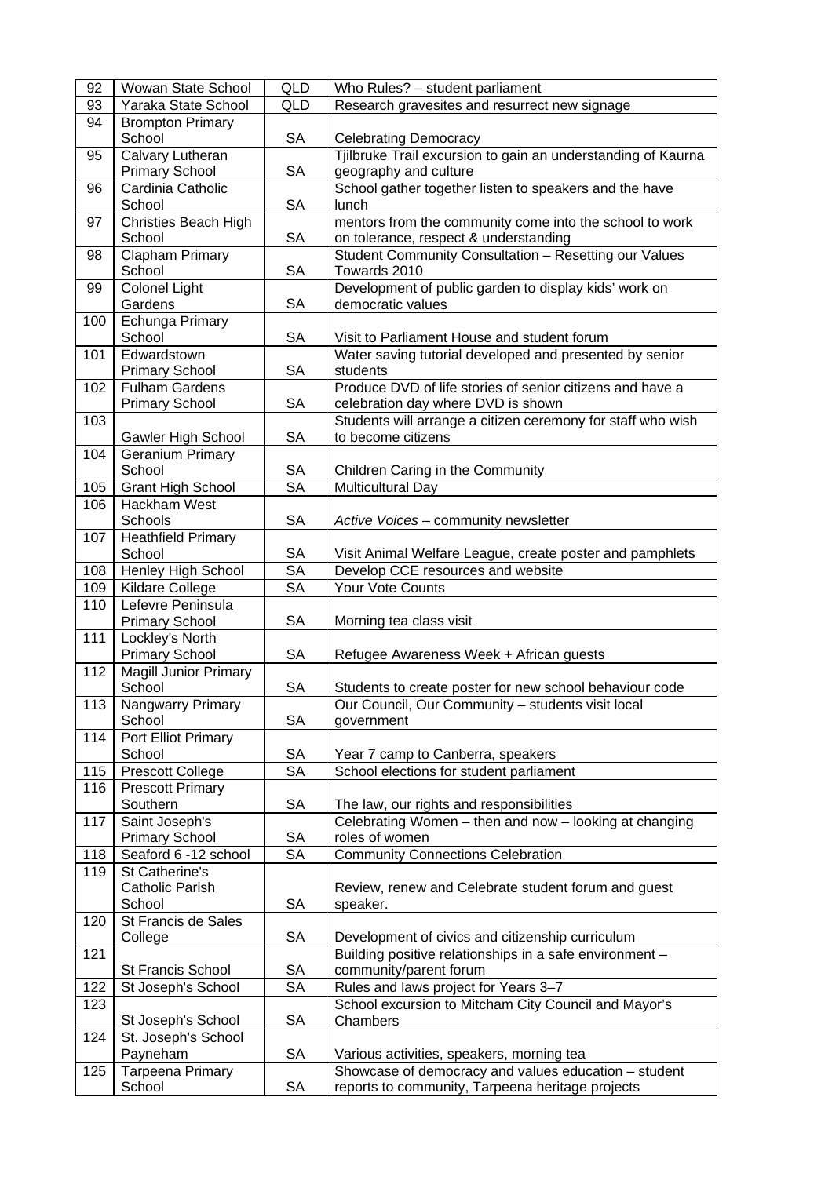| 92 | Wowan State School | QLD | Who Rules? – student parliament |
|---|---|---|---|
| 93 | Yaraka State School | QLD | Research gravesites and resurrect new signage |
| 94 | Brompton Primary School | SA | Celebrating Democracy |
| 95 | Calvary Lutheran Primary School | SA | Tjilbruke Trail excursion to gain an understanding of Kaurna geography and culture |
| 96 | Cardinia Catholic School | SA | School gather together listen to speakers and the have lunch |
| 97 | Christies Beach High School | SA | mentors from the community come into the school to work on tolerance, respect & understanding |
| 98 | Clapham Primary School | SA | Student Community Consultation – Resetting our Values Towards 2010 |
| 99 | Colonel Light Gardens | SA | Development of public garden to display kids' work on democratic values |
| 100 | Echunga Primary School | SA | Visit to Parliament House and student forum |
| 101 | Edwardstown Primary School | SA | Water saving tutorial developed and presented by senior students |
| 102 | Fulham Gardens Primary School | SA | Produce DVD of life stories of senior citizens and have a celebration day where DVD is shown |
| 103 | Gawler High School | SA | Students will arrange a citizen ceremony for staff who wish to become citizens |
| 104 | Geranium Primary School | SA | Children Caring in the Community |
| 105 | Grant High School | SA | Multicultural Day |
| 106 | Hackham West Schools | SA | *Active Voices* – community newsletter |
| 107 | Heathfield Primary School | SA | Visit Animal Welfare League, create poster and pamphlets |
| 108 | Henley High School | SA | Develop CCE resources and website |
| 109 | Kildare College | SA | Your Vote Counts |
| 110 | Lefevre Peninsula Primary School | SA | Morning tea class visit |
| 111 | Lockley's North Primary School | SA | Refugee Awareness Week + African guests |
| 112 | Magill Junior Primary School | SA | Students to create poster for new school behaviour code |
| 113 | Nangwarry Primary School | SA | Our Council, Our Community – students visit local government |
| 114 | Port Elliot Primary School | SA | Year 7 camp to Canberra, speakers |
| 115 | Prescott College | SA | School elections for student parliament |
| 116 | Prescott Primary Southern | SA | The law, our rights and responsibilities |
| 117 | Saint Joseph's Primary School | SA | Celebrating Women – then and now – looking at changing roles of women |
| 118 | Seaford 6 -12 school | SA | Community Connections Celebration |
| 119 | St Catherine's Catholic Parish School | SA | Review, renew and Celebrate student forum and guest speaker. |
| 120 | St Francis de Sales College | SA | Development of civics and citizenship curriculum |
| 121 | St Francis School | SA | Building positive relationships in a safe environment – community/parent forum |
| 122 | St Joseph's School | SA | Rules and laws project for Years 3–7 |
| 123 | St Joseph's School | SA | School excursion to Mitcham City Council and Mayor's Chambers |
| 124 | St. Joseph's School Payneham | SA | Various activities, speakers, morning tea |
| 125 | Tarpeena Primary School | SA | Showcase of democracy and values education – student reports to community, Tarpeena heritage projects |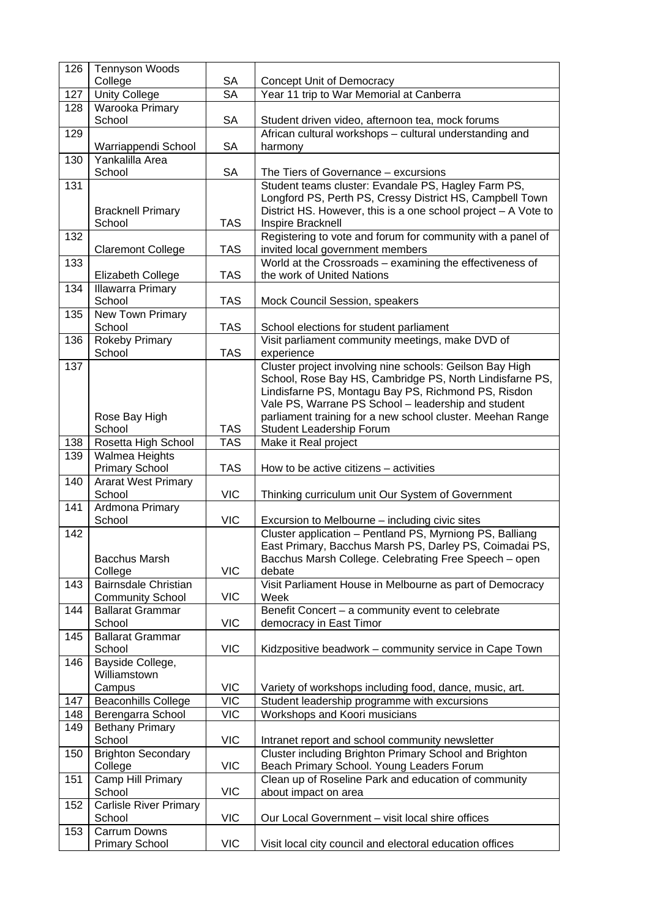| 126 | Tennyson Woods College | SA | Concept Unit of Democracy |
|---|---|---|---|
| 127 | Unity College | SA | Year 11 trip to War Memorial at Canberra |
| 128 | Warooka Primary School | SA | Student driven video, afternoon tea, mock forums |
| 129 | Warriappendi School | SA | African cultural workshops – cultural understanding and harmony |
| 130 | Yankalilla Area School | SA | The Tiers of Governance – excursions |
| 131 | Bracknell Primary School | TAS | Student teams cluster: Evandale PS, Hagley Farm PS, Longford PS, Perth PS, Cressy District HS, Campbell Town District HS. However, this is a one school project – A Vote to Inspire Bracknell |
| 132 | Claremont College | TAS | Registering to vote and forum for community with a panel of invited local government members |
| 133 | Elizabeth College | TAS | World at the Crossroads – examining the effectiveness of the work of United Nations |
| 134 | Illawarra Primary School | TAS | Mock Council Session, speakers |
| 135 | New Town Primary School | TAS | School elections for student parliament |
| 136 | Rokeby Primary School | TAS | Visit parliament community meetings, make DVD of experience |
| 137 | Rose Bay High School | TAS | Cluster project involving nine schools: Geilson Bay High School, Rose Bay HS, Cambridge PS, North Lindisfarne PS, Lindisfarne PS, Montagu Bay PS, Richmond PS, Risdon Vale PS, Warrane PS School – leadership and student parliament training for a new school cluster. Meehan Range Student Leadership Forum |
| 138 | Rosetta High School | TAS | Make it Real project |
| 139 | Walmea Heights Primary School | TAS | How to be active citizens – activities |
| 140 | Ararat West Primary School | VIC | Thinking curriculum unit Our System of Government |
| 141 | Ardmona Primary School | VIC | Excursion to Melbourne – including civic sites |
| 142 | Bacchus Marsh College | VIC | Cluster application – Pentland PS, Myrniong PS, Balliang East Primary, Bacchus Marsh PS, Darley PS, Coimadai PS, Bacchus Marsh College. Celebrating Free Speech – open debate |
| 143 | Bairnsdale Christian Community School | VIC | Visit Parliament House in Melbourne as part of Democracy Week |
| 144 | Ballarat Grammar School | VIC | Benefit Concert – a community event to celebrate democracy in East Timor |
| 145 | Ballarat Grammar School | VIC | Kidzpositive beadwork – community service in Cape Town |
| 146 | Bayside College, Williamstown Campus | VIC | Variety of workshops including food, dance, music, art. |
| 147 | Beaconhills College | VIC | Student leadership programme with excursions |
| 148 | Berengarra School | VIC | Workshops and Koori musicians |
| 149 | Bethany Primary School | VIC | Intranet report and school community newsletter |
| 150 | Brighton Secondary College | VIC | Cluster including Brighton Primary School and Brighton Beach Primary School. Young Leaders Forum |
| 151 | Camp Hill Primary School | VIC | Clean up of Roseline Park and education of community about impact on area |
| 152 | Carlisle River Primary School | VIC | Our Local Government – visit local shire offices |
| 153 | Carrum Downs Primary School | VIC | Visit local city council and electoral education offices |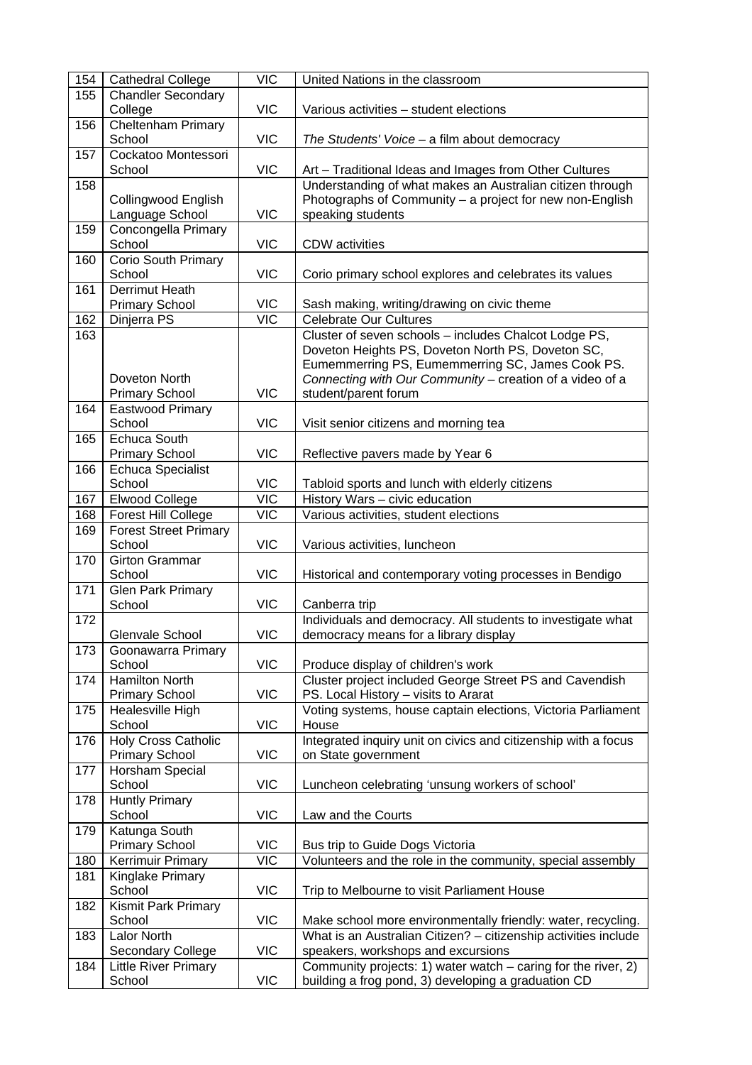| 154 | Cathedral College | VIC | United Nations in the classroom |
|---|---|---|---|
| 155 | Chandler Secondary College | VIC | Various activities – student elections |
| 156 | Cheltenham Primary School | VIC | *The Students' Voice* – a film about democracy |
| 157 | Cockatoo Montessori School | VIC | Art – Traditional Ideas and Images from Other Cultures |
| 158 | Collingwood English Language School | VIC | Understanding of what makes an Australian citizen through Photographs of Community – a project for new non-English speaking students |
| 159 | Concongella Primary School | VIC | CDW activities |
| 160 | Corio South Primary School | VIC | Corio primary school explores and celebrates its values |
| 161 | Derrimut Heath Primary School | VIC | Sash making, writing/drawing on civic theme |
| 162 | Dinjerra PS | VIC | Celebrate Our Cultures |
| 163 | Doveton North Primary School | VIC | Cluster of seven schools – includes Chalcot Lodge PS, Doveton Heights PS, Doveton North PS, Doveton SC, Eumemmerring PS, Eumemmerring SC, James Cook PS. *Connecting with Our Community* – creation of a video of a student/parent forum |
| 164 | Eastwood Primary School | VIC | Visit senior citizens and morning tea |
| 165 | Echuca South Primary School | VIC | Reflective pavers made by Year 6 |
| 166 | Echuca Specialist School | VIC | Tabloid sports and lunch with elderly citizens |
| 167 | Elwood College | VIC | History Wars – civic education |
| 168 | Forest Hill College | VIC | Various activities, student elections |
| 169 | Forest Street Primary School | VIC | Various activities, luncheon |
| 170 | Girton Grammar School | VIC | Historical and contemporary voting processes in Bendigo |
| 171 | Glen Park Primary School | VIC | Canberra trip |
| 172 | Glenvale School | VIC | Individuals and democracy. All students to investigate what democracy means for a library display |
| 173 | Goonawarra Primary School | VIC | Produce display of children's work |
| 174 | Hamilton North Primary School | VIC | Cluster project included George Street PS and Cavendish PS. Local History – visits to Ararat |
| 175 | Healesville High School | VIC | Voting systems, house captain elections, Victoria Parliament House |
| 176 | Holy Cross Catholic Primary School | VIC | Integrated inquiry unit on civics and citizenship with a focus on State government |
| 177 | Horsham Special School | VIC | Luncheon celebrating 'unsung workers of school' |
| 178 | Huntly Primary School | VIC | Law and the Courts |
| 179 | Katunga South Primary School | VIC | Bus trip to Guide Dogs Victoria |
| 180 | Kerrimuir Primary | VIC | Volunteers and the role in the community, special assembly |
| 181 | Kinglake Primary School | VIC | Trip to Melbourne to visit Parliament House |
| 182 | Kismit Park Primary School | VIC | Make school more environmentally friendly: water, recycling. |
| 183 | Lalor North Secondary College | VIC | What is an Australian Citizen? – citizenship activities include speakers, workshops and excursions |
| 184 | Little River Primary School | VIC | Community projects: 1) water watch – caring for the river, 2) building a frog pond, 3) developing a graduation CD |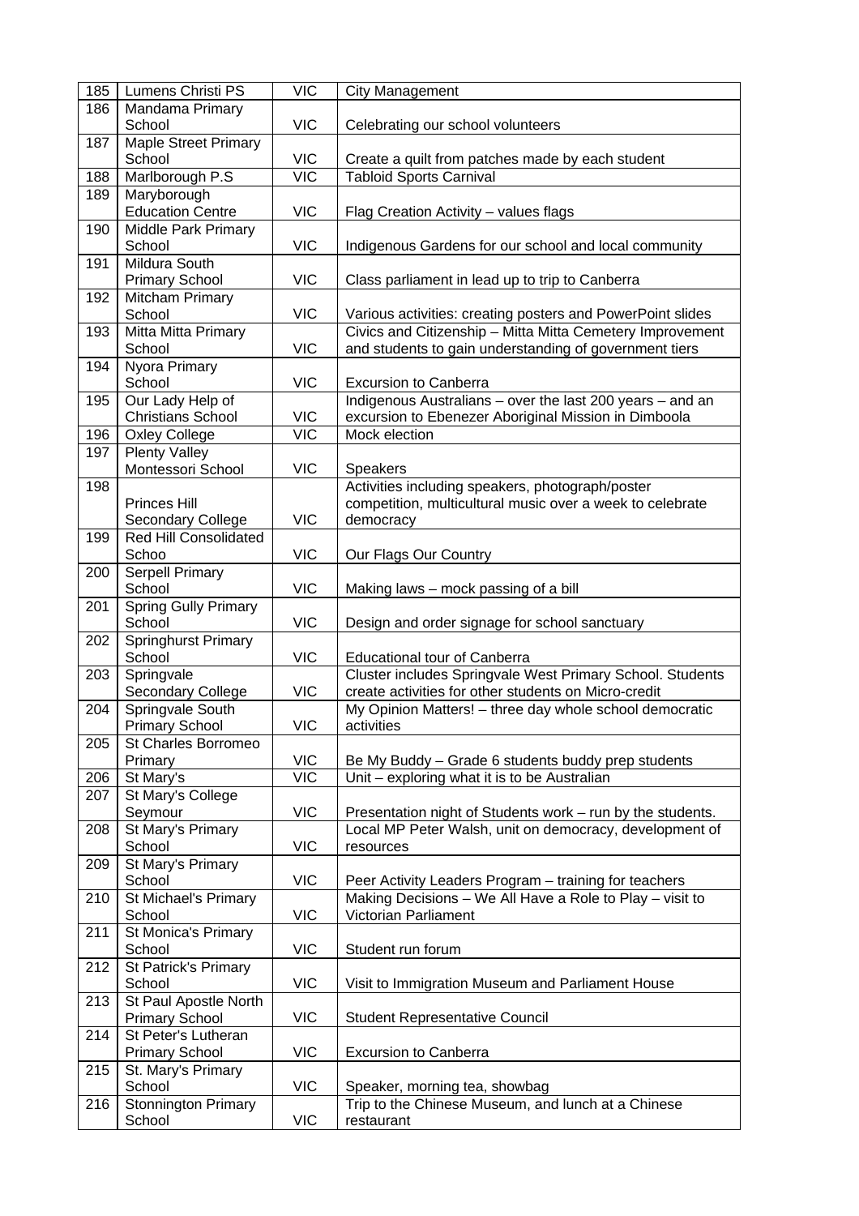| 185 | Lumens Christi PS | VIC | City Management |
|---|---|---|---|
| 186 | Mandama Primary School | VIC | Celebrating our school volunteers |
| 187 | Maple Street Primary School | VIC | Create a quilt from patches made by each student |
| 188 | Marlborough P.S | VIC | Tabloid Sports Carnival |
| 189 | Maryborough Education Centre | VIC | Flag Creation Activity – values flags |
| 190 | Middle Park Primary School | VIC | Indigenous Gardens for our school and local community |
| 191 | Mildura South Primary School | VIC | Class parliament in lead up to trip to Canberra |
| 192 | Mitcham Primary School | VIC | Various activities: creating posters and PowerPoint slides |
| 193 | Mitta Mitta Primary School | VIC | Civics and Citizenship – Mitta Mitta Cemetery Improvement and students to gain understanding of government tiers |
| 194 | Nyora Primary School | VIC | Excursion to Canberra |
| 195 | Our Lady Help of Christians School | VIC | Indigenous Australians – over the last 200 years – and an excursion to Ebenezer Aboriginal Mission in Dimboola |
| 196 | Oxley College | VIC | Mock election |
| 197 | Plenty Valley Montessori School | VIC | Speakers |
| 198 | Princes Hill Secondary College | VIC | Activities including speakers, photograph/poster competition, multicultural music over a week to celebrate democracy |
| 199 | Red Hill Consolidated Schoo | VIC | Our Flags Our Country |
| 200 | Serpell Primary School | VIC | Making laws – mock passing of a bill |
| 201 | Spring Gully Primary School | VIC | Design and order signage for school sanctuary |
| 202 | Springhurst Primary School | VIC | Educational tour of Canberra |
| 203 | Springvale Secondary College | VIC | Cluster includes Springvale West Primary School. Students create activities for other students on Micro-credit |
| 204 | Springvale South Primary School | VIC | My Opinion Matters! – three day whole school democratic activities |
| 205 | St Charles Borromeo Primary | VIC | Be My Buddy – Grade 6 students buddy prep students |
| 206 | St Mary's | VIC | Unit – exploring what it is to be Australian |
| 207 | St Mary's College Seymour | VIC | Presentation night of Students work – run by the students. |
| 208 | St Mary's Primary School | VIC | Local MP Peter Walsh, unit on democracy, development of resources |
| 209 | St Mary's Primary School | VIC | Peer Activity Leaders Program – training for teachers |
| 210 | St Michael's Primary School | VIC | Making Decisions – We All Have a Role to Play – visit to Victorian Parliament |
| 211 | St Monica's Primary School | VIC | Student run forum |
| 212 | St Patrick's Primary School | VIC | Visit to Immigration Museum and Parliament House |
| 213 | St Paul Apostle North Primary School | VIC | Student Representative Council |
| 214 | St Peter's Lutheran Primary School | VIC | Excursion to Canberra |
| 215 | St. Mary's Primary School | VIC | Speaker, morning tea, showbag |
| 216 | Stonnington Primary School | VIC | Trip to the Chinese Museum, and lunch at a Chinese restaurant |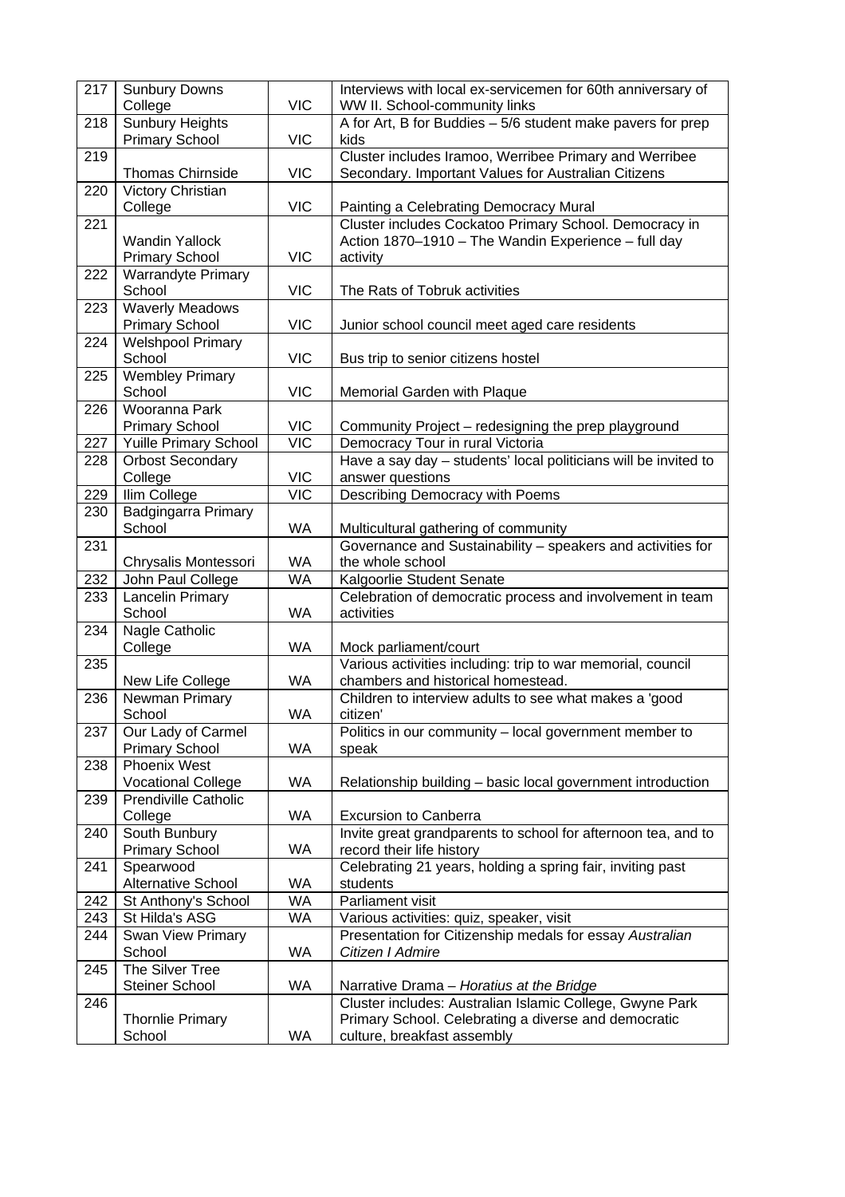| | | | |
|---|---|---|---|
| 217 | Sunbury Downs College | VIC | Interviews with local ex-servicemen for 60th anniversary of WW II. School-community links |
| 218 | Sunbury Heights Primary School | VIC | A for Art, B for Buddies – 5/6 student make pavers for prep kids |
| 219 | Thomas Chirnside | VIC | Cluster includes Iramoo, Werribee Primary and Werribee Secondary. Important Values for Australian Citizens |
| 220 | Victory Christian College | VIC | Painting a Celebrating Democracy Mural |
| 221 | Wandin Yallock Primary School | VIC | Cluster includes Cockatoo Primary School. Democracy in Action 1870–1910 – The Wandin Experience – full day activity |
| 222 | Warrandyte Primary School | VIC | The Rats of Tobruk activities |
| 223 | Waverly Meadows Primary School | VIC | Junior school council meet aged care residents |
| 224 | Welshpool Primary School | VIC | Bus trip to senior citizens hostel |
| 225 | Wembley Primary School | VIC | Memorial Garden with Plaque |
| 226 | Wooranna Park Primary School | VIC | Community Project – redesigning the prep playground |
| 227 | Yuille Primary School | VIC | Democracy Tour in rural Victoria |
| 228 | Orbost Secondary College | VIC | Have a say day – students' local politicians will be invited to answer questions |
| 229 | Ilim College | VIC | Describing Democracy with Poems |
| 230 | Badgingarra Primary School | WA | Multicultural gathering of community |
| 231 | Chrysalis Montessori | WA | Governance and Sustainability – speakers and activities for the whole school |
| 232 | John Paul College | WA | Kalgoorlie Student Senate |
| 233 | Lancelin Primary School | WA | Celebration of democratic process and involvement in team activities |
| 234 | Nagle Catholic College | WA | Mock parliament/court |
| 235 | New Life College | WA | Various activities including: trip to war memorial, council chambers and historical homestead. |
| 236 | Newman Primary School | WA | Children to interview adults to see what makes a 'good citizen' |
| 237 | Our Lady of Carmel Primary School | WA | Politics in our community – local government member to speak |
| 238 | Phoenix West Vocational College | WA | Relationship building – basic local government introduction |
| 239 | Prendiville Catholic College | WA | Excursion to Canberra |
| 240 | South Bunbury Primary School | WA | Invite great grandparents to school for afternoon tea, and to record their life history |
| 241 | Spearwood Alternative School | WA | Celebrating 21 years, holding a spring fair, inviting past students |
| 242 | St Anthony's School | WA | Parliament visit |
| 243 | St Hilda's ASG | WA | Various activities: quiz, speaker, visit |
| 244 | Swan View Primary School | WA | Presentation for Citizenship medals for essay *Australian Citizen I Admire* |
| 245 | The Silver Tree Steiner School | WA | Narrative Drama – *Horatius at the Bridge* |
| 246 | Thornlie Primary School | WA | Cluster includes: Australian Islamic College, Gwyne Park Primary School. Celebrating a diverse and democratic culture, breakfast assembly |